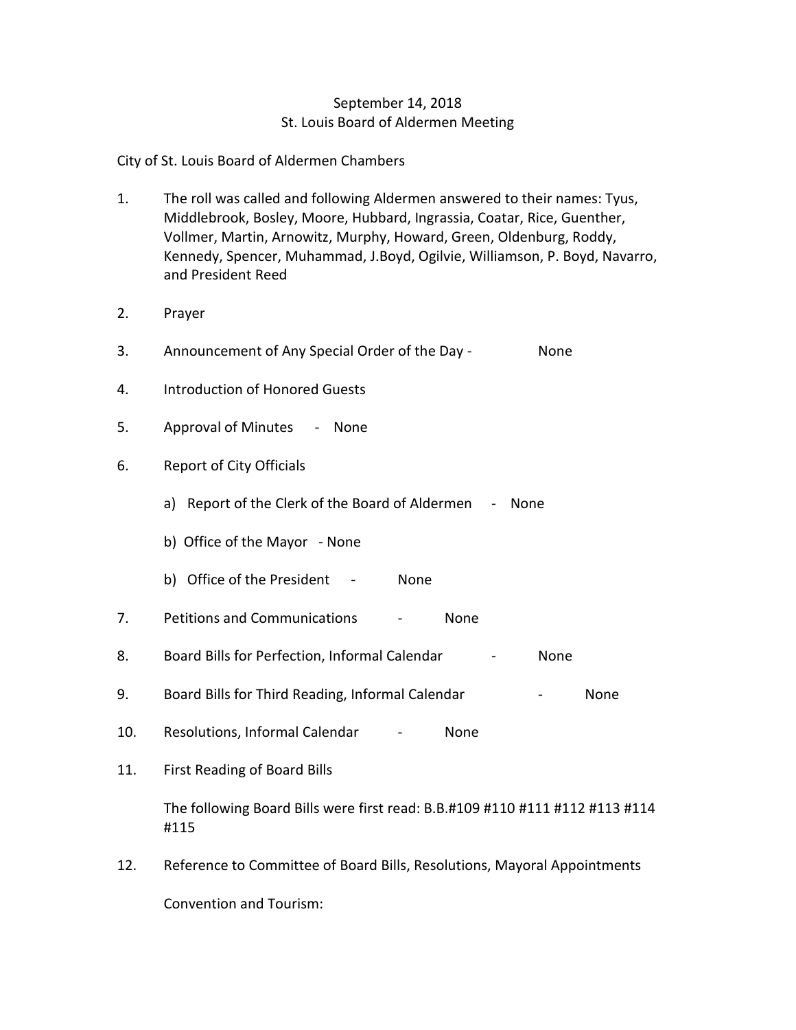September 14, 2018
St. Louis Board of Aldermen Meeting

City of St. Louis Board of Aldermen Chambers

1. The roll was called and following Aldermen answered to their names: Tyus, Middlebrook, Bosley, Moore, Hubbard, Ingrassia, Coatar, Rice, Guenther, Vollmer, Martin, Arnowitz, Murphy, Howard, Green, Oldenburg, Roddy, Kennedy, Spencer, Muhammad, J.Boyd, Ogilvie, Williamson, P. Boyd, Navarro, and President Reed

2. Prayer

3. Announcement of Any Special Order of the Day - None

4. Introduction of Honored Guests

5. Approval of Minutes - None

6. Report of City Officials

   a) Report of the Clerk of the Board of Aldermen - None

   b) Office of the Mayor - None

   b) Office of the President - None

7. Petitions and Communications - None

8. Board Bills for Perfection, Informal Calendar - None

9. Board Bills for Third Reading, Informal Calendar - None

10. Resolutions, Informal Calendar - None

11. First Reading of Board Bills

    The following Board Bills were first read: B.B.#109 #110 #111 #112 #113 #114 #115

12. Reference to Committee of Board Bills, Resolutions, Mayoral Appointments

    Convention and Tourism: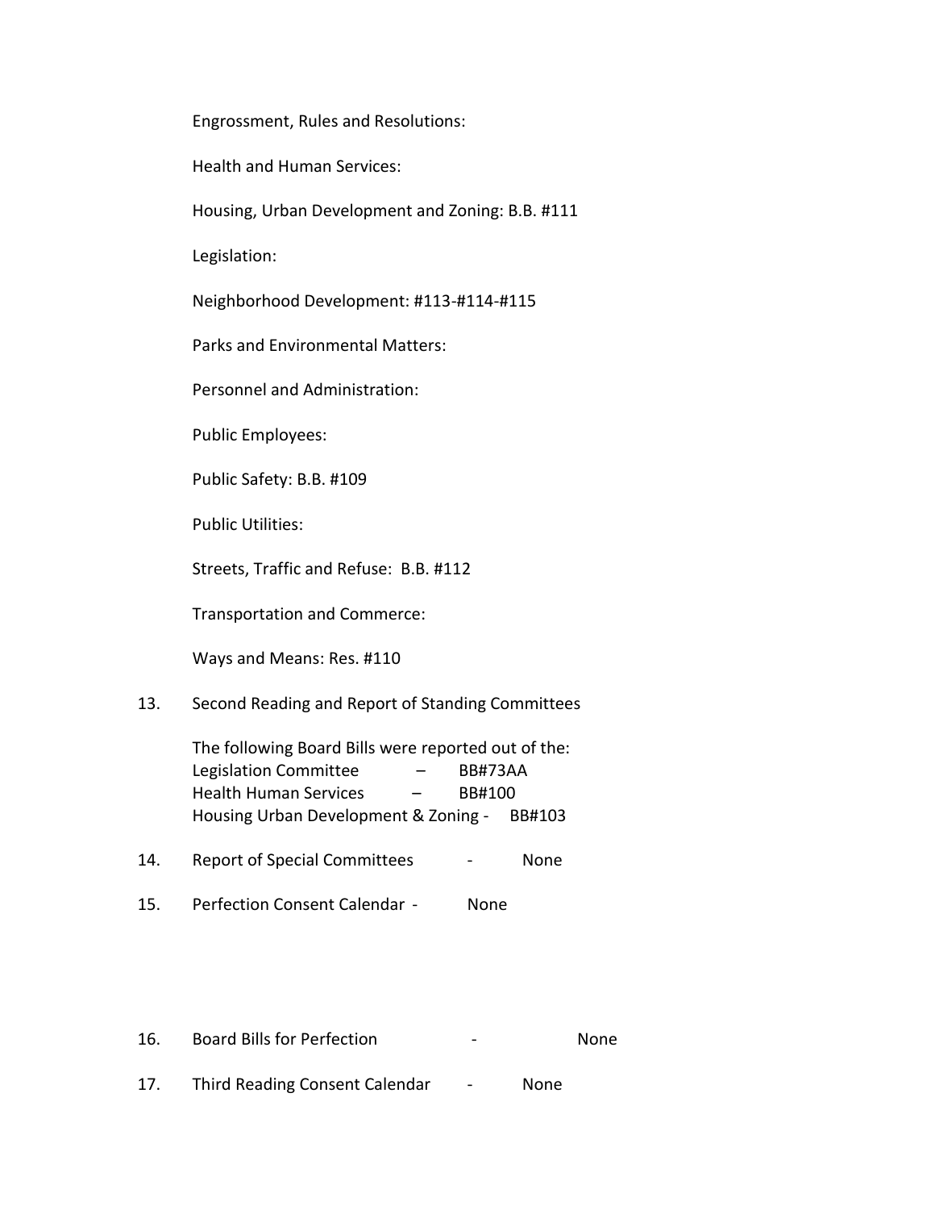Engrossment, Rules and Resolutions:

Health and Human Services:

Housing, Urban Development and Zoning: B.B. #111

Legislation:

Neighborhood Development: #113-#114-#115

Parks and Environmental Matters:

Personnel and Administration:

Public Employees:

Public Safety: B.B. #109

Public Utilities:

Streets, Traffic and Refuse: B.B. #112

Transportation and Commerce:

Ways and Means: Res. #110

13. Second Reading and Report of Standing Committees

    The following Board Bills were reported out of the:
    Legislation Committee – BB#73AA
    Health Human Services – BB#100
    Housing Urban Development & Zoning - BB#103

14. Report of Special Committees - None

15. Perfection Consent Calendar - None

16. Board Bills for Perfection - None

17. Third Reading Consent Calendar - None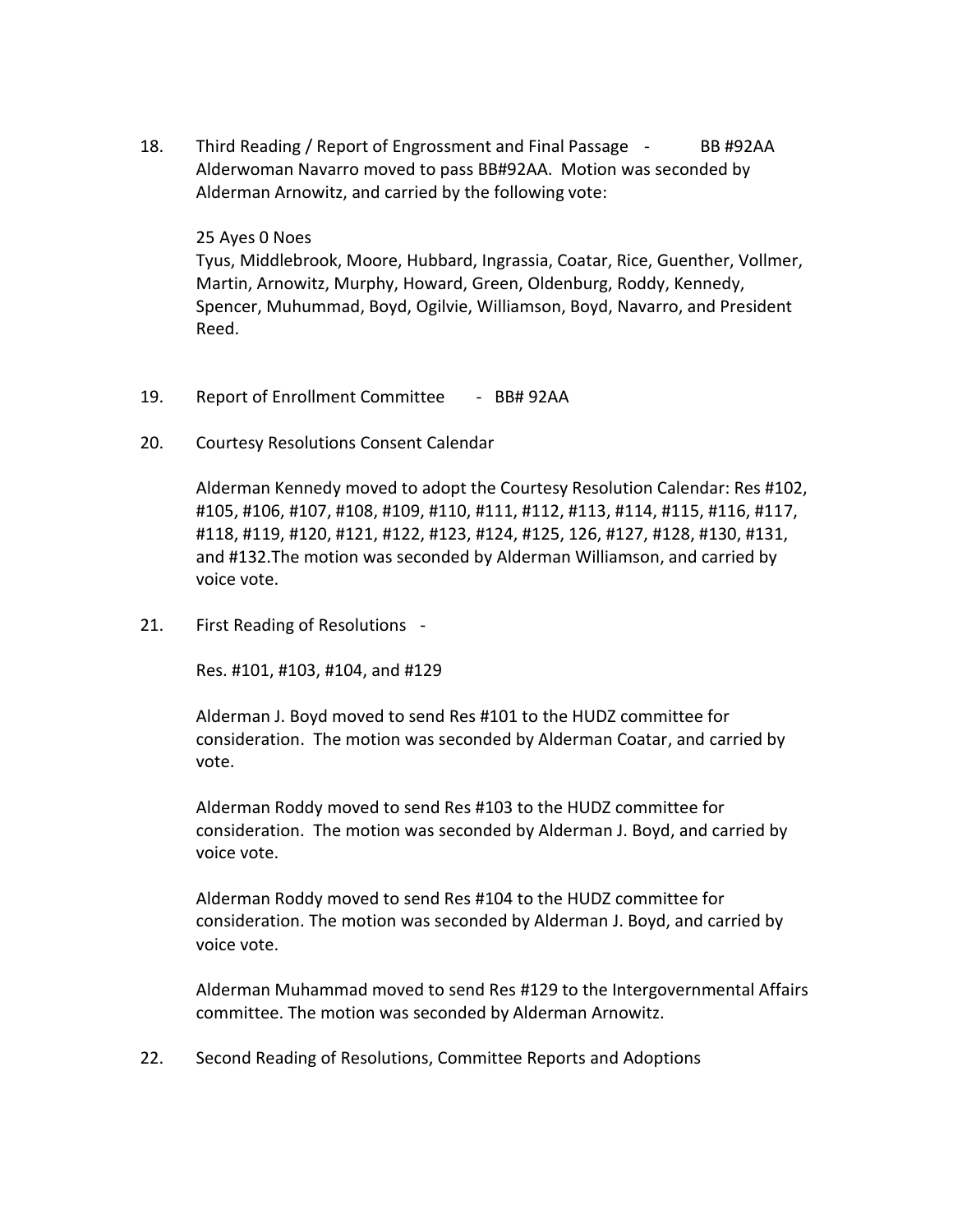18. Third Reading / Report of Engrossment and Final Passage - BB #92AA
    Alderwoman Navarro moved to pass BB#92AA. Motion was seconded by Alderman Arnowitz, and carried by the following vote:

    25 Ayes 0 Noes
    Tyus, Middlebrook, Moore, Hubbard, Ingrassia, Coatar, Rice, Guenther, Vollmer, Martin, Arnowitz, Murphy, Howard, Green, Oldenburg, Roddy, Kennedy, Spencer, Muhummad, Boyd, Ogilvie, Williamson, Boyd, Navarro, and President Reed.

19. Report of Enrollment Committee - BB# 92AA

20. Courtesy Resolutions Consent Calendar

    Alderman Kennedy moved to adopt the Courtesy Resolution Calendar: Res #102, #105, #106, #107, #108, #109, #110, #111, #112, #113, #114, #115, #116, #117, #118, #119, #120, #121, #122, #123, #124, #125, 126, #127, #128, #130, #131, and #132.The motion was seconded by Alderman Williamson, and carried by voice vote.

21. First Reading of Resolutions -

    Res. #101, #103, #104, and #129

    Alderman J. Boyd moved to send Res #101 to the HUDZ committee for consideration. The motion was seconded by Alderman Coatar, and carried by vote.

    Alderman Roddy moved to send Res #103 to the HUDZ committee for consideration. The motion was seconded by Alderman J. Boyd, and carried by voice vote.

    Alderman Roddy moved to send Res #104 to the HUDZ committee for consideration. The motion was seconded by Alderman J. Boyd, and carried by voice vote.

    Alderman Muhammad moved to send Res #129 to the Intergovernmental Affairs committee. The motion was seconded by Alderman Arnowitz.

22. Second Reading of Resolutions, Committee Reports and Adoptions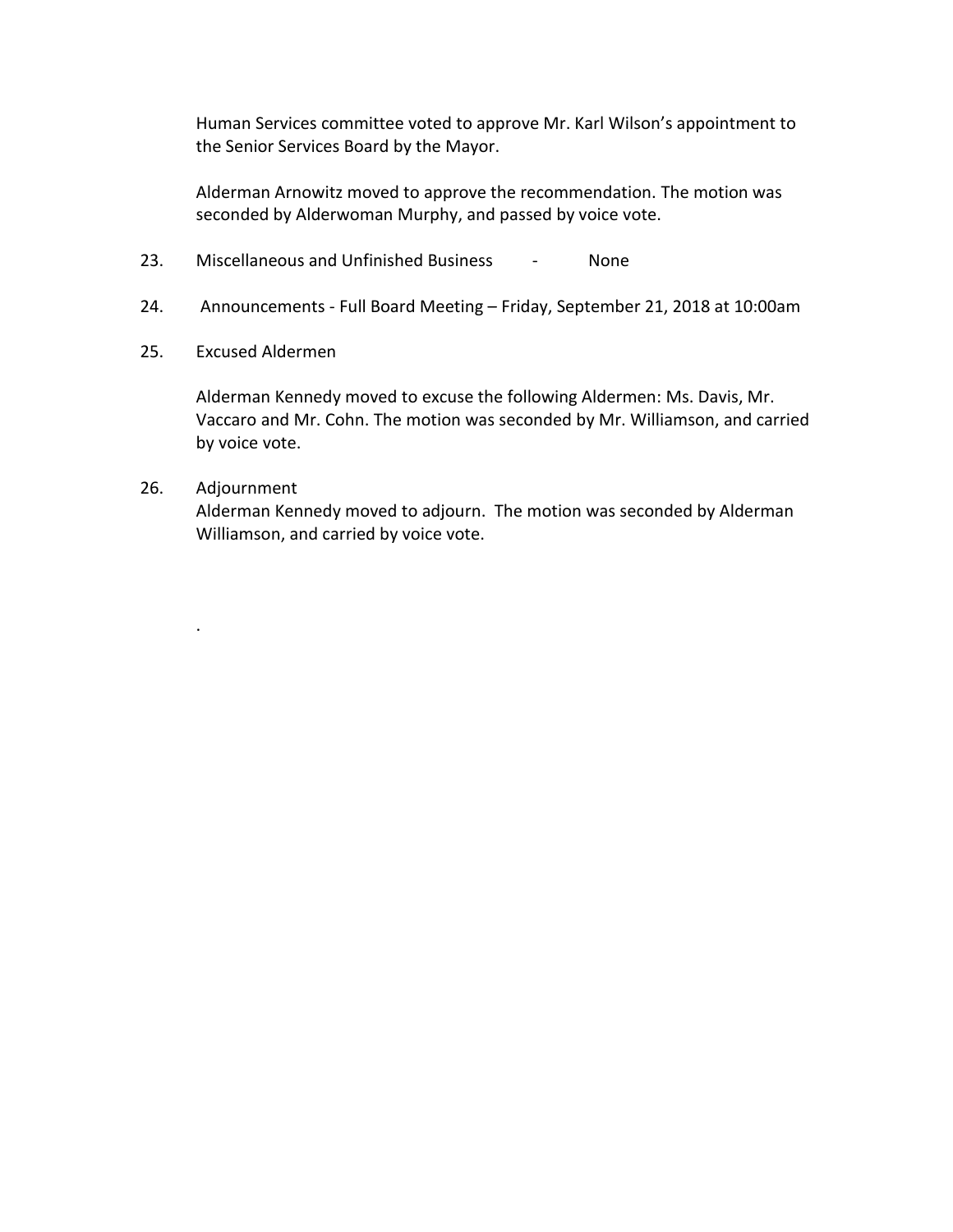Human Services committee voted to approve Mr. Karl Wilson's appointment to the Senior Services Board by the Mayor.

Alderman Arnowitz moved to approve the recommendation. The motion was seconded by Alderwoman Murphy, and passed by voice vote.

23. Miscellaneous and Unfinished Business - None

24. Announcements - Full Board Meeting – Friday, September 21, 2018 at 10:00am

25. Excused Aldermen

    Alderman Kennedy moved to excuse the following Aldermen: Ms. Davis, Mr. Vaccaro and Mr. Cohn. The motion was seconded by Mr. Williamson, and carried by voice vote.

26. Adjournment

    Alderman Kennedy moved to adjourn. The motion was seconded by Alderman Williamson, and carried by voice vote.

.